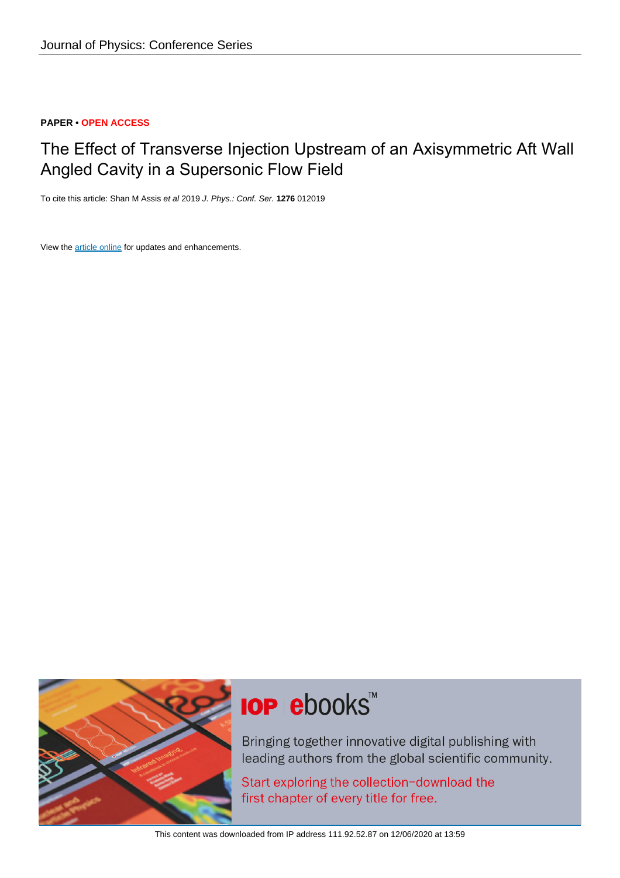Journal of Physics: Conference Series

**PAPER** • **OPEN ACCESS**

# The Effect of Transverse Injection Upstream of an Axisymmetric Aft Wall Angled Cavity in a Supersonic Flow Field

To cite this article: Shan M Assis *et al* 2019 *J. Phys.: Conf. Ser.* **1276** 012019

View the article online for updates and enhancements.

This content was downloaded from IP address 111.92.52.87 on 12/06/2020 at 13:59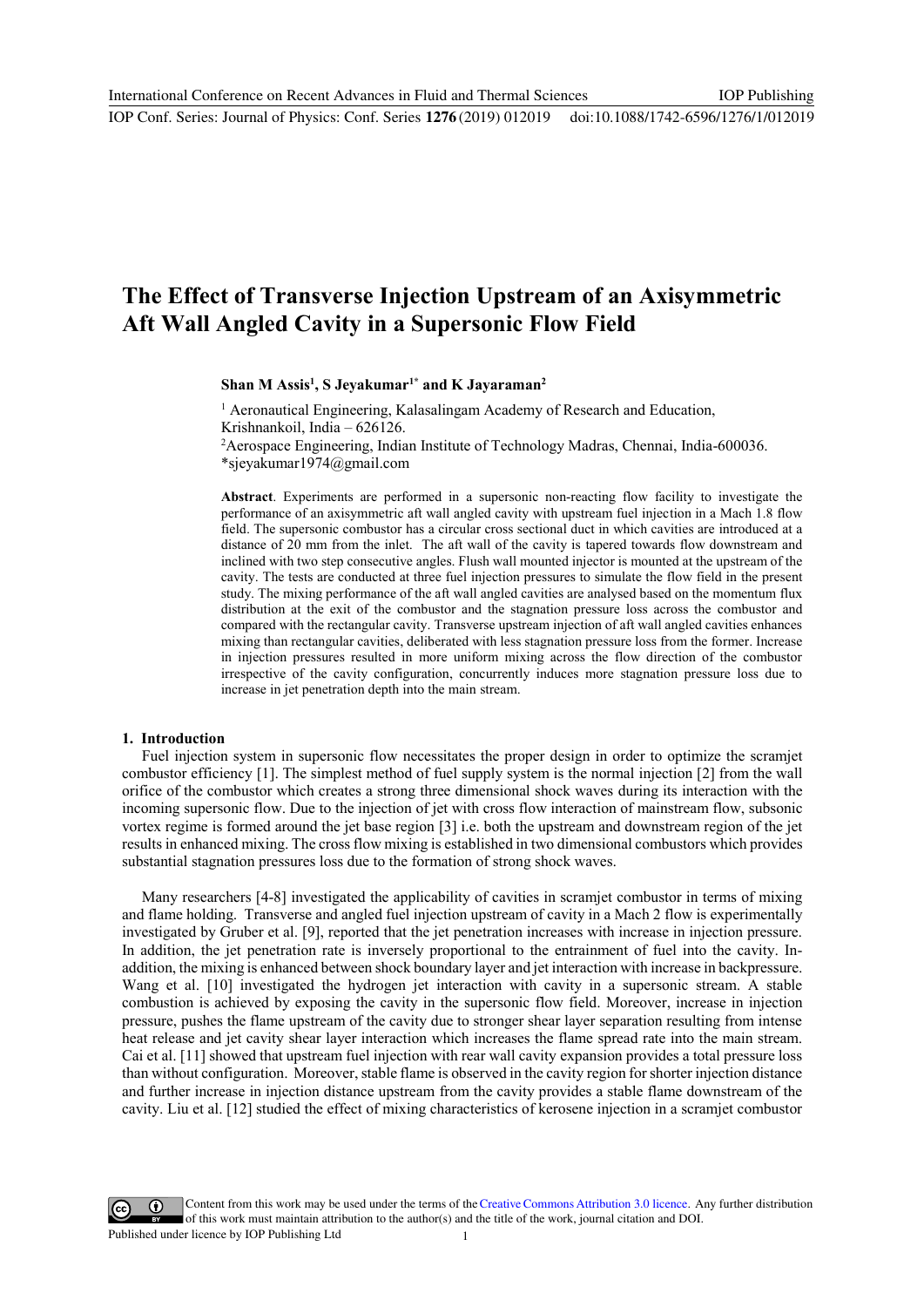# The Effect of Transverse Injection Upstream of an Axisymmetric Aft Wall Angled Cavity in a Supersonic Flow Field

**Shan M Assis[1], S Jeyakumar[1*] and K Jayaraman[2]**

[1] Aeronautical Engineering, Kalasalingam Academy of Research and Education, Krishnankoil, India – 626126.
[2]Aerospace Engineering, Indian Institute of Technology Madras, Chennai, India-600036.
*sjeyakumar1974@gmail.com

**Abstract**. Experiments are performed in a supersonic non-reacting flow facility to investigate the performance of an axisymmetric aft wall angled cavity with upstream fuel injection in a Mach 1.8 flow field. The supersonic combustor has a circular cross sectional duct in which cavities are introduced at a distance of 20 mm from the inlet. The aft wall of the cavity is tapered towards flow downstream and inclined with two step consecutive angles. Flush wall mounted injector is mounted at the upstream of the cavity. The tests are conducted at three fuel injection pressures to simulate the flow field in the present study. The mixing performance of the aft wall angled cavities are analysed based on the momentum flux distribution at the exit of the combustor and the stagnation pressure loss across the combustor and compared with the rectangular cavity. Transverse upstream injection of aft wall angled cavities enhances mixing than rectangular cavities, deliberated with less stagnation pressure loss from the former. Increase in injection pressures resulted in more uniform mixing across the flow direction of the combustor irrespective of the cavity configuration, concurrently induces more stagnation pressure loss due to increase in jet penetration depth into the main stream.

## 1. Introduction

Fuel injection system in supersonic flow necessitates the proper design in order to optimize the scramjet combustor efficiency [1]. The simplest method of fuel supply system is the normal injection [2] from the wall orifice of the combustor which creates a strong three dimensional shock waves during its interaction with the incoming supersonic flow. Due to the injection of jet with cross flow interaction of mainstream flow, subsonic vortex regime is formed around the jet base region [3] i.e. both the upstream and downstream region of the jet results in enhanced mixing. The cross flow mixing is established in two dimensional combustors which provides substantial stagnation pressures loss due to the formation of strong shock waves.

Many researchers [4-8] investigated the applicability of cavities in scramjet combustor in terms of mixing and flame holding. Transverse and angled fuel injection upstream of cavity in a Mach 2 flow is experimentally investigated by Gruber et al. [9], reported that the jet penetration increases with increase in injection pressure. In addition, the jet penetration rate is inversely proportional to the entrainment of fuel into the cavity. In-addition, the mixing is enhanced between shock boundary layer and jet interaction with increase in backpressure. Wang et al. [10] investigated the hydrogen jet interaction with cavity in a supersonic stream. A stable combustion is achieved by exposing the cavity in the supersonic flow field. Moreover, increase in injection pressure, pushes the flame upstream of the cavity due to stronger shear layer separation resulting from intense heat release and jet cavity shear layer interaction which increases the flame spread rate into the main stream. Cai et al. [11] showed that upstream fuel injection with rear wall cavity expansion provides a total pressure loss than without configuration. Moreover, stable flame is observed in the cavity region for shorter injection distance and further increase in injection distance upstream from the cavity provides a stable flame downstream of the cavity. Liu et al. [12] studied the effect of mixing characteristics of kerosene injection in a scramjet combustor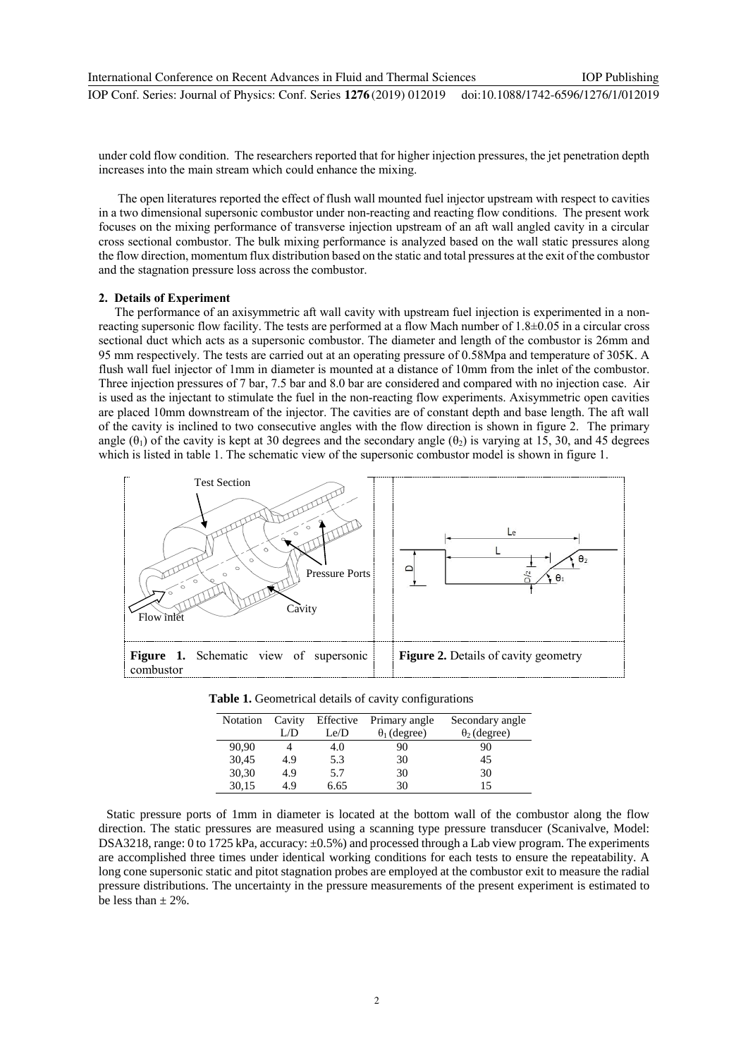under cold flow condition. The researchers reported that for higher injection pressures, the jet penetration depth increases into the main stream which could enhance the mixing.

The open literatures reported the effect of flush wall mounted fuel injector upstream with respect to cavities in a two dimensional supersonic combustor under non-reacting and reacting flow conditions. The present work focuses on the mixing performance of transverse injection upstream of an aft wall angled cavity in a circular cross sectional combustor. The bulk mixing performance is analyzed based on the wall static pressures along the flow direction, momentum flux distribution based on the static and total pressures at the exit of the combustor and the stagnation pressure loss across the combustor.

## 2. Details of Experiment

The performance of an axisymmetric aft wall cavity with upstream fuel injection is experimented in a non-reacting supersonic flow facility. The tests are performed at a flow Mach number of 1.8±0.05 in a circular cross sectional duct which acts as a supersonic combustor. The diameter and length of the combustor is 26mm and 95 mm respectively. The tests are carried out at an operating pressure of 0.58Mpa and temperature of 305K. A flush wall fuel injector of 1mm in diameter is mounted at a distance of 10mm from the inlet of the combustor. Three injection pressures of 7 bar, 7.5 bar and 8.0 bar are considered and compared with no injection case. Air is used as the injectant to stimulate the fuel in the non-reacting flow experiments. Axisymmetric open cavities are placed 10mm downstream of the injector. The cavities are of constant depth and base length. The aft wall of the cavity is inclined to two consecutive angles with the flow direction is shown in figure 2. The primary angle ($\theta_1$) of the cavity is kept at 30 degrees and the secondary angle ($\theta_2$) is varying at 15, 30, and 45 degrees which is listed in table 1. The schematic view of the supersonic combustor model is shown in figure 1.

**Figure 1.** Schematic view of supersonic combustor

**Figure 2.** Details of cavity geometry

**Table 1.** Geometrical details of cavity configurations

| Notation | Cavity L/D | Effective Le/D | Primary angle $\theta_1$ (degree) | Secondary angle $\theta_2$ (degree) |
|---|---|---|---|---|
| 90,90 | 4 | 4.0 | 90 | 90 |
| 30,45 | 4.9 | 5.3 | 30 | 45 |
| 30,30 | 4.9 | 5.7 | 30 | 30 |
| 30,15 | 4.9 | 6.65 | 30 | 15 |

Static pressure ports of 1mm in diameter is located at the bottom wall of the combustor along the flow direction. The static pressures are measured using a scanning type pressure transducer (Scanivalve, Model: DSA3218, range: 0 to 1725 kPa, accuracy: ±0.5%) and processed through a Lab view program. The experiments are accomplished three times under identical working conditions for each tests to ensure the repeatability. A long cone supersonic static and pitot stagnation probes are employed at the combustor exit to measure the radial pressure distributions. The uncertainty in the pressure measurements of the present experiment is estimated to be less than ± 2%.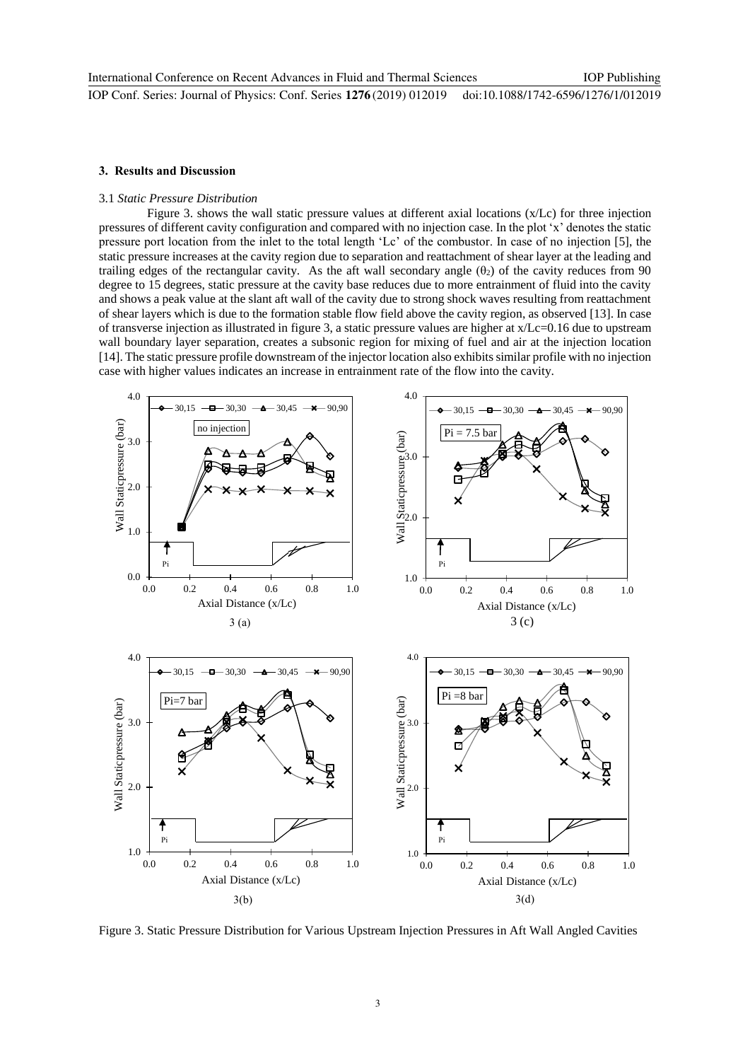## 3. Results and Discussion

3.1 *Static Pressure Distribution*

Figure 3. shows the wall static pressure values at different axial locations (x/Lc) for three injection pressures of different cavity configuration and compared with no injection case. In the plot 'x' denotes the static pressure port location from the inlet to the total length 'Lc' of the combustor. In case of no injection [5], the static pressure increases at the cavity region due to separation and reattachment of shear layer at the leading and trailing edges of the rectangular cavity. As the aft wall secondary angle ($\theta_2$) of the cavity reduces from 90 degree to 15 degrees, static pressure at the cavity base reduces due to more entrainment of fluid into the cavity and shows a peak value at the slant aft wall of the cavity due to strong shock waves resulting from reattachment of shear layers which is due to the formation stable flow field above the cavity region, as observed [13]. In case of transverse injection as illustrated in figure 3, a static pressure values are higher at x/Lc=0.16 due to upstream wall boundary layer separation, creates a subsonic region for mixing of fuel and air at the injection location [14]. The static pressure profile downstream of the injector location also exhibits similar profile with no injection case with higher values indicates an increase in entrainment rate of the flow into the cavity.

Figure 3. Static Pressure Distribution for Various Upstream Injection Pressures in Aft Wall Angled Cavities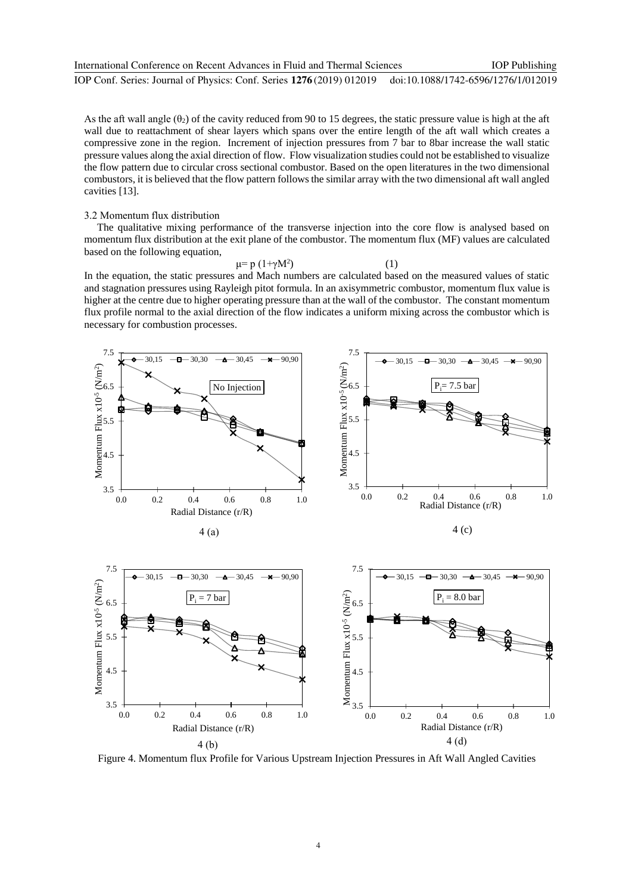As the aft wall angle ($\theta_2$) of the cavity reduced from 90 to 15 degrees, the static pressure value is high at the aft wall due to reattachment of shear layers which spans over the entire length of the aft wall which creates a compressive zone in the region. Increment of injection pressures from 7 bar to 8bar increase the wall static pressure values along the axial direction of flow. Flow visualization studies could not be established to visualize the flow pattern due to circular cross sectional combustor. Based on the open literatures in the two dimensional combustors, it is believed that the flow pattern follows the similar array with the two dimensional aft wall angled cavities [13].

### 3.2 Momentum flux distribution

The qualitative mixing performance of the transverse injection into the core flow is analysed based on momentum flux distribution at the exit plane of the combustor. The momentum flux (MF) values are calculated based on the following equation,

$$\mu = p\,(1+\gamma M^2) \qquad (1)$$

In the equation, the static pressures and Mach numbers are calculated based on the measured values of static and stagnation pressures using Rayleigh pitot formula. In an axisymmetric combustor, momentum flux value is higher at the centre due to higher operating pressure than at the wall of the combustor. The constant momentum flux profile normal to the axial direction of the flow indicates a uniform mixing across the combustor which is necessary for combustion processes.

Figure 4. Momentum flux Profile for Various Upstream Injection Pressures in Aft Wall Angled Cavities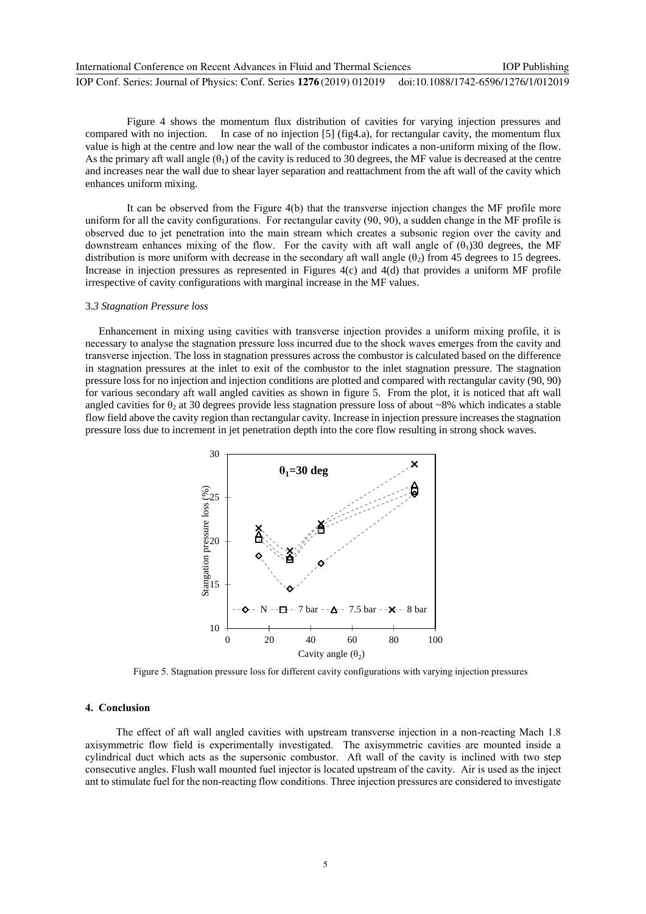Figure 4 shows the momentum flux distribution of cavities for varying injection pressures and compared with no injection. In case of no injection [5] (fig4.a), for rectangular cavity, the momentum flux value is high at the centre and low near the wall of the combustor indicates a non-uniform mixing of the flow. As the primary aft wall angle ($\theta_1$) of the cavity is reduced to 30 degrees, the MF value is decreased at the centre and increases near the wall due to shear layer separation and reattachment from the aft wall of the cavity which enhances uniform mixing.

It can be observed from the Figure 4(b) that the transverse injection changes the MF profile more uniform for all the cavity configurations. For rectangular cavity (90, 90), a sudden change in the MF profile is observed due to jet penetration into the main stream which creates a subsonic region over the cavity and downstream enhances mixing of the flow. For the cavity with aft wall angle of ($\theta_1$)30 degrees, the MF distribution is more uniform with decrease in the secondary aft wall angle ($\theta_2$) from 45 degrees to 15 degrees. Increase in injection pressures as represented in Figures 4(c) and 4(d) that provides a uniform MF profile irrespective of cavity configurations with marginal increase in the MF values.

### 3.*3 Stagnation Pressure loss*

Enhancement in mixing using cavities with transverse injection provides a uniform mixing profile, it is necessary to analyse the stagnation pressure loss incurred due to the shock waves emerges from the cavity and transverse injection. The loss in stagnation pressures across the combustor is calculated based on the difference in stagnation pressures at the inlet to exit of the combustor to the inlet stagnation pressure. The stagnation pressure loss for no injection and injection conditions are plotted and compared with rectangular cavity (90, 90) for various secondary aft wall angled cavities as shown in figure 5. From the plot, it is noticed that aft wall angled cavities for $\theta_2$ at 30 degrees provide less stagnation pressure loss of about ~8% which indicates a stable flow field above the cavity region than rectangular cavity. Increase in injection pressure increases the stagnation pressure loss due to increment in jet penetration depth into the core flow resulting in strong shock waves.

Figure 5. Stagnation pressure loss for different cavity configurations with varying injection pressures

## 4. Conclusion

The effect of aft wall angled cavities with upstream transverse injection in a non-reacting Mach 1.8 axisymmetric flow field is experimentally investigated. The axisymmetric cavities are mounted inside a cylindrical duct which acts as the supersonic combustor. Aft wall of the cavity is inclined with two step consecutive angles. Flush wall mounted fuel injector is located upstream of the cavity. Air is used as the inject ant to stimulate fuel for the non-reacting flow conditions. Three injection pressures are considered to investigate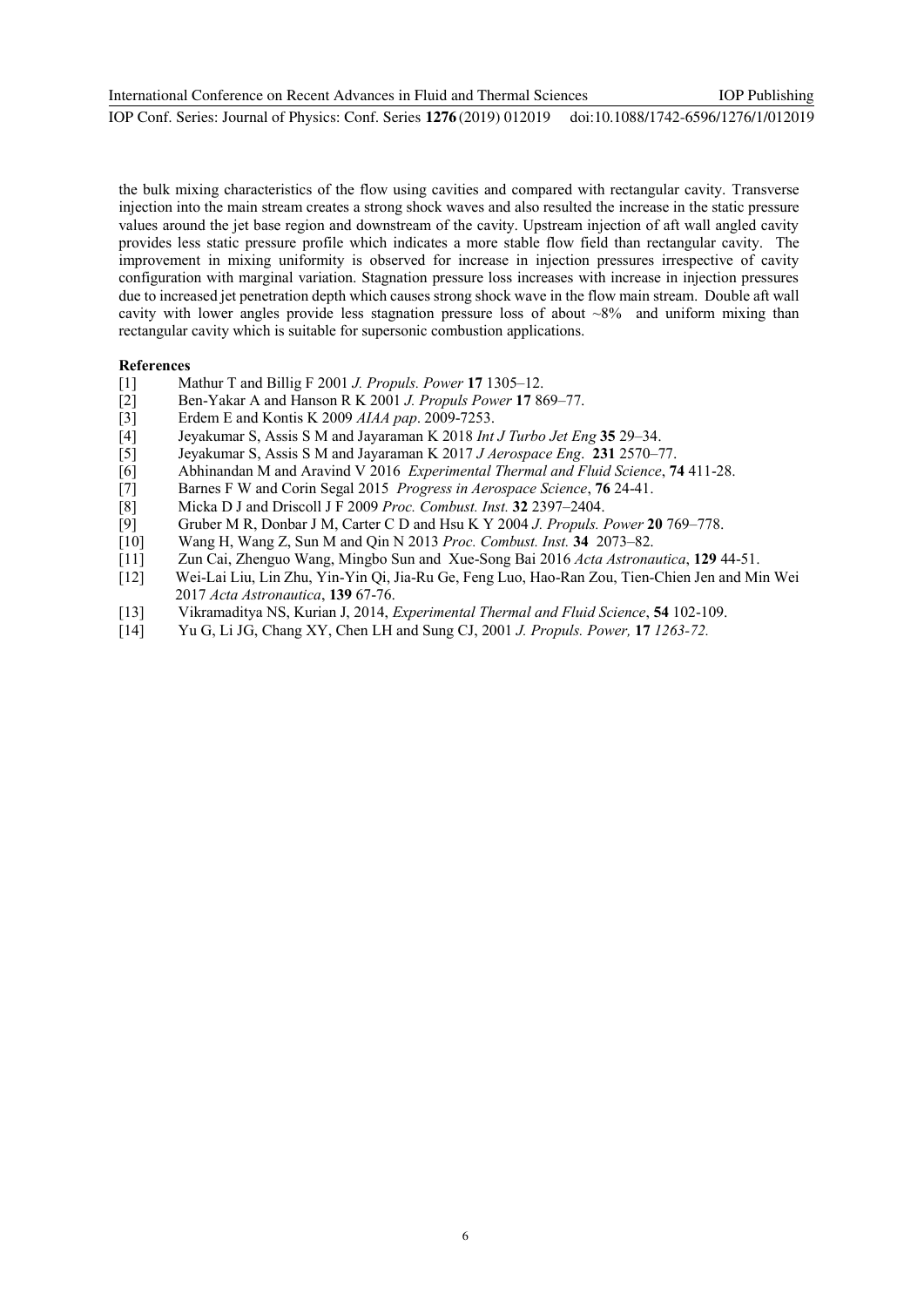the bulk mixing characteristics of the flow using cavities and compared with rectangular cavity. Transverse injection into the main stream creates a strong shock waves and also resulted the increase in the static pressure values around the jet base region and downstream of the cavity. Upstream injection of aft wall angled cavity provides less static pressure profile which indicates a more stable flow field than rectangular cavity. The improvement in mixing uniformity is observed for increase in injection pressures irrespective of cavity configuration with marginal variation. Stagnation pressure loss increases with increase in injection pressures due to increased jet penetration depth which causes strong shock wave in the flow main stream. Double aft wall cavity with lower angles provide less stagnation pressure loss of about ~8% and uniform mixing than rectangular cavity which is suitable for supersonic combustion applications.

**References**

[1] Mathur T and Billig F 2001 *J. Propuls. Power* **17** 1305–12.

[2] Ben-Yakar A and Hanson R K 2001 *J. Propuls Power* **17** 869–77.

[3] Erdem E and Kontis K 2009 *AIAA pap*. 2009-7253.

[4] Jeyakumar S, Assis S M and Jayaraman K 2018 *Int J Turbo Jet Eng* **35** 29–34.

[5] Jeyakumar S, Assis S M and Jayaraman K 2017 *J Aerospace Eng*. **231** 2570–77.

[6] Abhinandan M and Aravind V 2016 *Experimental Thermal and Fluid Science*, **74** 411-28.

[7] Barnes F W and Corin Segal 2015 *Progress in Aerospace Science*, **76** 24-41.

[8] Micka D J and Driscoll J F 2009 *Proc. Combust. Inst.* **32** 2397–2404.

[9] Gruber M R, Donbar J M, Carter C D and Hsu K Y 2004 *J. Propuls. Power* **20** 769–778.

[10] Wang H, Wang Z, Sun M and Qin N 2013 *Proc. Combust. Inst.* **34** 2073–82.

[11] Zun Cai, Zhenguo Wang, Mingbo Sun and Xue-Song Bai 2016 *Acta Astronautica*, **129** 44-51.

[12] Wei-Lai Liu, Lin Zhu, Yin-Yin Qi, Jia-Ru Ge, Feng Luo, Hao-Ran Zou, Tien-Chien Jen and Min Wei 2017 *Acta Astronautica*, **139** 67-76.

[13] Vikramaditya NS, Kurian J, 2014, *Experimental Thermal and Fluid Science*, **54** 102-109.

[14] Yu G, Li JG, Chang XY, Chen LH and Sung CJ, 2001 *J. Propuls. Power,* **17** *1263-72.*